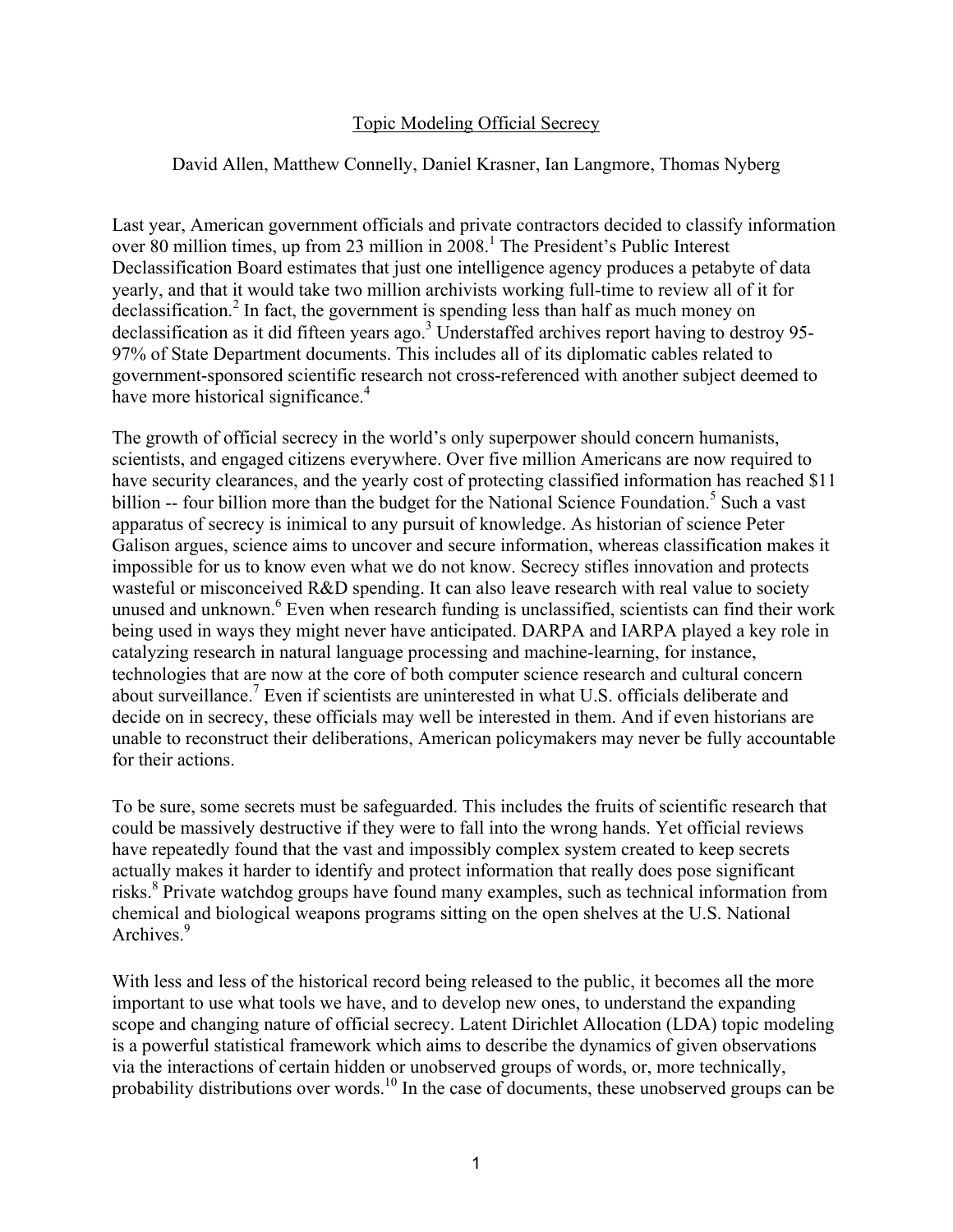# Topic Modeling Official Secrecy

David Allen, Matthew Connelly, Daniel Krasner, Ian Langmore, Thomas Nyberg

Last year, American government officials and private contractors decided to classify information over 80 million times, up from 23 million in 2008.[1] The President's Public Interest Declassification Board estimates that just one intelligence agency produces a petabyte of data yearly, and that it would take two million archivists working full-time to review all of it for declassification.[2] In fact, the government is spending less than half as much money on declassification as it did fifteen years ago.[3] Understaffed archives report having to destroy 95-97% of State Department documents. This includes all of its diplomatic cables related to government-sponsored scientific research not cross-referenced with another subject deemed to have more historical significance.[4]

The growth of official secrecy in the world's only superpower should concern humanists, scientists, and engaged citizens everywhere. Over five million Americans are now required to have security clearances, and the yearly cost of protecting classified information has reached $11 billion -- four billion more than the budget for the National Science Foundation.[5] Such a vast apparatus of secrecy is inimical to any pursuit of knowledge. As historian of science Peter Galison argues, science aims to uncover and secure information, whereas classification makes it impossible for us to know even what we do not know. Secrecy stifles innovation and protects wasteful or misconceived R&D spending. It can also leave research with real value to society unused and unknown.[6] Even when research funding is unclassified, scientists can find their work being used in ways they might never have anticipated. DARPA and IARPA played a key role in catalyzing research in natural language processing and machine-learning, for instance, technologies that are now at the core of both computer science research and cultural concern about surveillance.[7] Even if scientists are uninterested in what U.S. officials deliberate and decide on in secrecy, these officials may well be interested in them. And if even historians are unable to reconstruct their deliberations, American policymakers may never be fully accountable for their actions.

To be sure, some secrets must be safeguarded. This includes the fruits of scientific research that could be massively destructive if they were to fall into the wrong hands. Yet official reviews have repeatedly found that the vast and impossibly complex system created to keep secrets actually makes it harder to identify and protect information that really does pose significant risks.[8] Private watchdog groups have found many examples, such as technical information from chemical and biological weapons programs sitting on the open shelves at the U.S. National Archives.[9]

With less and less of the historical record being released to the public, it becomes all the more important to use what tools we have, and to develop new ones, to understand the expanding scope and changing nature of official secrecy. Latent Dirichlet Allocation (LDA) topic modeling is a powerful statistical framework which aims to describe the dynamics of given observations via the interactions of certain hidden or unobserved groups of words, or, more technically, probability distributions over words.[10] In the case of documents, these unobserved groups can be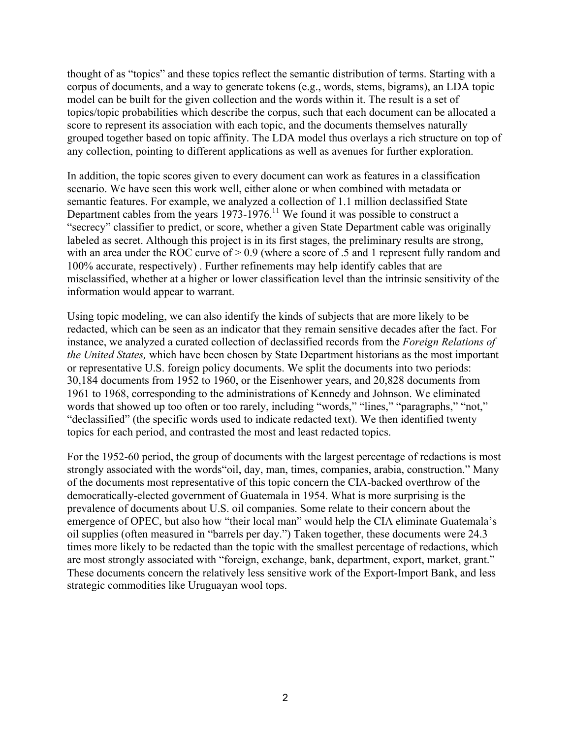thought of as "topics" and these topics reflect the semantic distribution of terms. Starting with a corpus of documents, and a way to generate tokens (e.g., words, stems, bigrams), an LDA topic model can be built for the given collection and the words within it. The result is a set of topics/topic probabilities which describe the corpus, such that each document can be allocated a score to represent its association with each topic, and the documents themselves naturally grouped together based on topic affinity. The LDA model thus overlays a rich structure on top of any collection, pointing to different applications as well as avenues for further exploration.

In addition, the topic scores given to every document can work as features in a classification scenario. We have seen this work well, either alone or when combined with metadata or semantic features. For example, we analyzed a collection of 1.1 million declassified State Department cables from the years 1973-1976.[11] We found it was possible to construct a "secrecy" classifier to predict, or score, whether a given State Department cable was originally labeled as secret. Although this project is in its first stages, the preliminary results are strong, with an area under the ROC curve of > 0.9 (where a score of .5 and 1 represent fully random and 100% accurate, respectively) . Further refinements may help identify cables that are misclassified, whether at a higher or lower classification level than the intrinsic sensitivity of the information would appear to warrant.

Using topic modeling, we can also identify the kinds of subjects that are more likely to be redacted, which can be seen as an indicator that they remain sensitive decades after the fact. For instance, we analyzed a curated collection of declassified records from the *Foreign Relations of the United States,* which have been chosen by State Department historians as the most important or representative U.S. foreign policy documents. We split the documents into two periods: 30,184 documents from 1952 to 1960, or the Eisenhower years, and 20,828 documents from 1961 to 1968, corresponding to the administrations of Kennedy and Johnson. We eliminated words that showed up too often or too rarely, including "words," "lines," "paragraphs," "not," "declassified" (the specific words used to indicate redacted text). We then identified twenty topics for each period, and contrasted the most and least redacted topics.

For the 1952-60 period, the group of documents with the largest percentage of redactions is most strongly associated with the words"oil, day, man, times, companies, arabia, construction." Many of the documents most representative of this topic concern the CIA-backed overthrow of the democratically-elected government of Guatemala in 1954. What is more surprising is the prevalence of documents about U.S. oil companies. Some relate to their concern about the emergence of OPEC, but also how "their local man" would help the CIA eliminate Guatemala's oil supplies (often measured in "barrels per day.") Taken together, these documents were 24.3 times more likely to be redacted than the topic with the smallest percentage of redactions, which are most strongly associated with "foreign, exchange, bank, department, export, market, grant." These documents concern the relatively less sensitive work of the Export-Import Bank, and less strategic commodities like Uruguayan wool tops.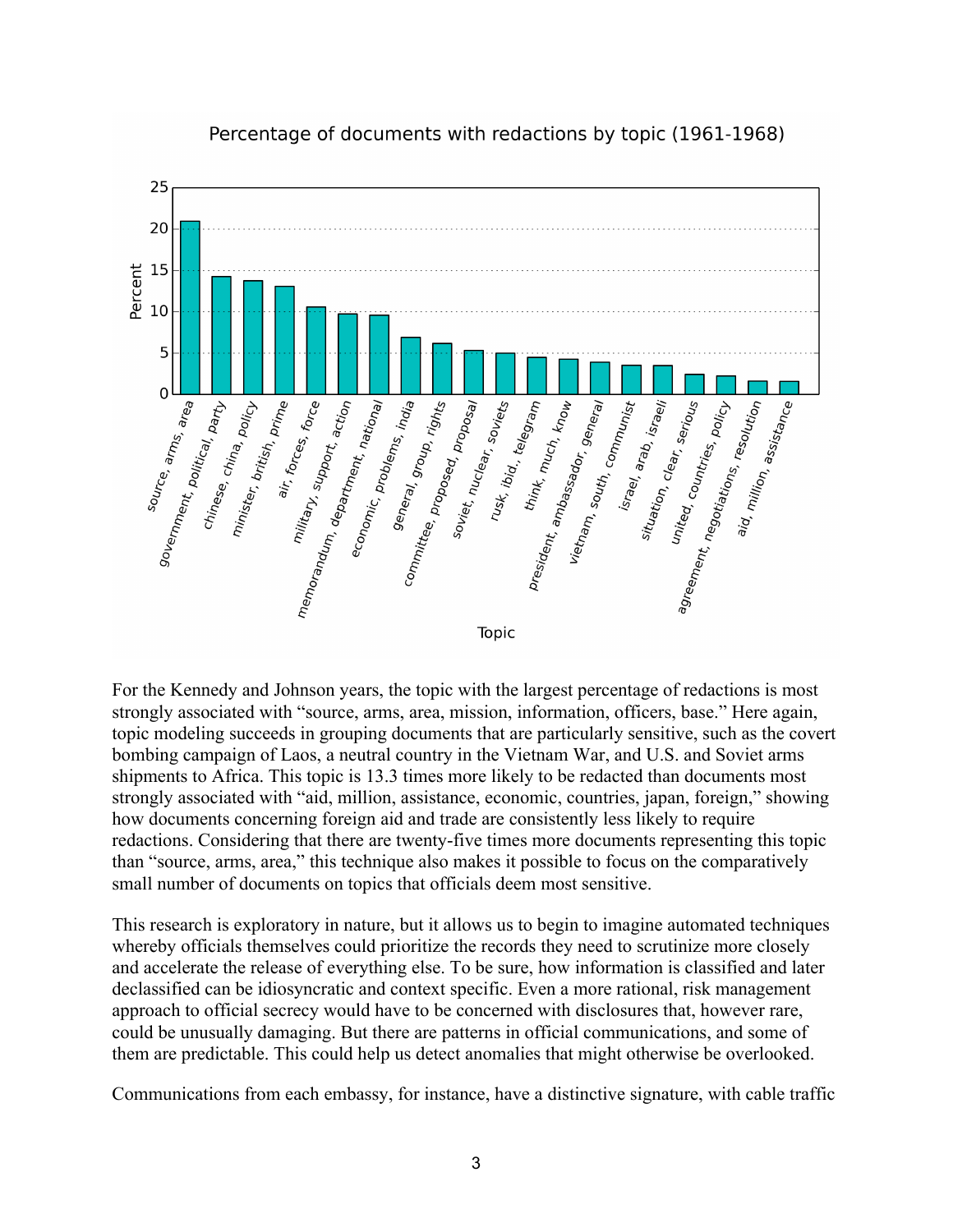For the Kennedy and Johnson years, the topic with the largest percentage of redactions is most strongly associated with “source, arms, area, mission, information, officers, base.” Here again, topic modeling succeeds in grouping documents that are particularly sensitive, such as the covert bombing campaign of Laos, a neutral country in the Vietnam War, and U.S. and Soviet arms shipments to Africa. This topic is 13.3 times more likely to be redacted than documents most strongly associated with “aid, million, assistance, economic, countries, japan, foreign,” showing how documents concerning foreign aid and trade are consistently less likely to require redactions. Considering that there are twenty-five times more documents representing this topic than “source, arms, area,” this technique also makes it possible to focus on the comparatively small number of documents on topics that officials deem most sensitive.

This research is exploratory in nature, but it allows us to begin to imagine automated techniques whereby officials themselves could prioritize the records they need to scrutinize more closely and accelerate the release of everything else. To be sure, how information is classified and later declassified can be idiosyncratic and context specific. Even a more rational, risk management approach to official secrecy would have to be concerned with disclosures that, however rare, could be unusually damaging. But there are patterns in official communications, and some of them are predictable. This could help us detect anomalies that might otherwise be overlooked.

Communications from each embassy, for instance, have a distinctive signature, with cable traffic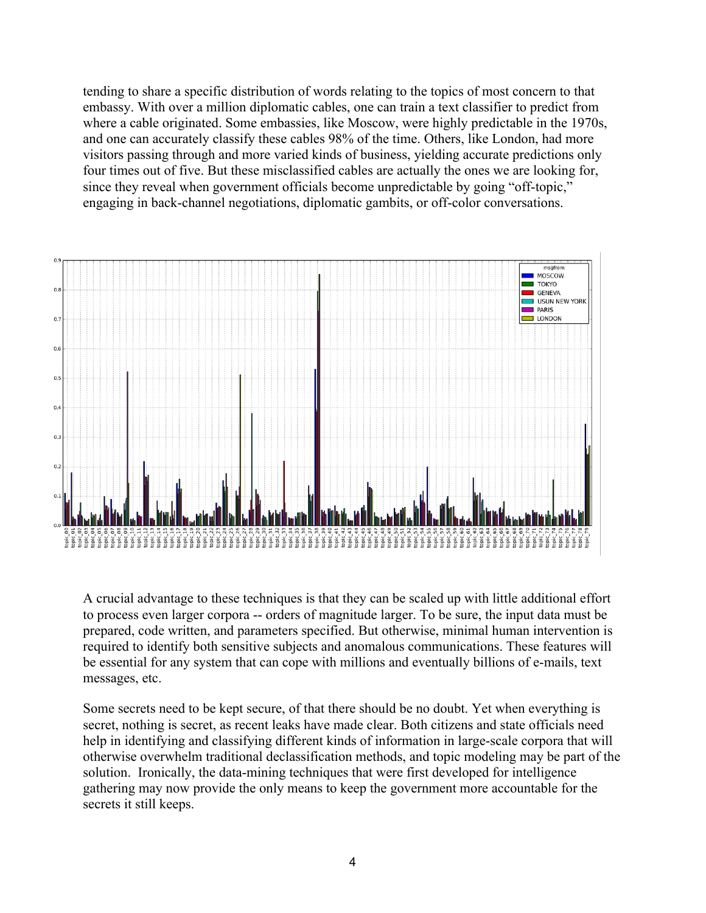tending to share a specific distribution of words relating to the topics of most concern to that embassy. With over a million diplomatic cables, one can train a text classifier to predict from where a cable originated. Some embassies, like Moscow, were highly predictable in the 1970s, and one can accurately classify these cables 98% of the time. Others, like London, had more visitors passing through and more varied kinds of business, yielding accurate predictions only four times out of five. But these misclassified cables are actually the ones we are looking for, since they reveal when government officials become unpredictable by going "off-topic," engaging in back-channel negotiations, diplomatic gambits, or off-color conversations.

A crucial advantage to these techniques is that they can be scaled up with little additional effort to process even larger corpora -- orders of magnitude larger. To be sure, the input data must be prepared, code written, and parameters specified. But otherwise, minimal human intervention is required to identify both sensitive subjects and anomalous communications. These features will be essential for any system that can cope with millions and eventually billions of e-mails, text messages, etc.

Some secrets need to be kept secure, of that there should be no doubt. Yet when everything is secret, nothing is secret, as recent leaks have made clear. Both citizens and state officials need help in identifying and classifying different kinds of information in large-scale corpora that will otherwise overwhelm traditional declassification methods, and topic modeling may be part of the solution. Ironically, the data-mining techniques that were first developed for intelligence gathering may now provide the only means to keep the government more accountable for the secrets it still keeps.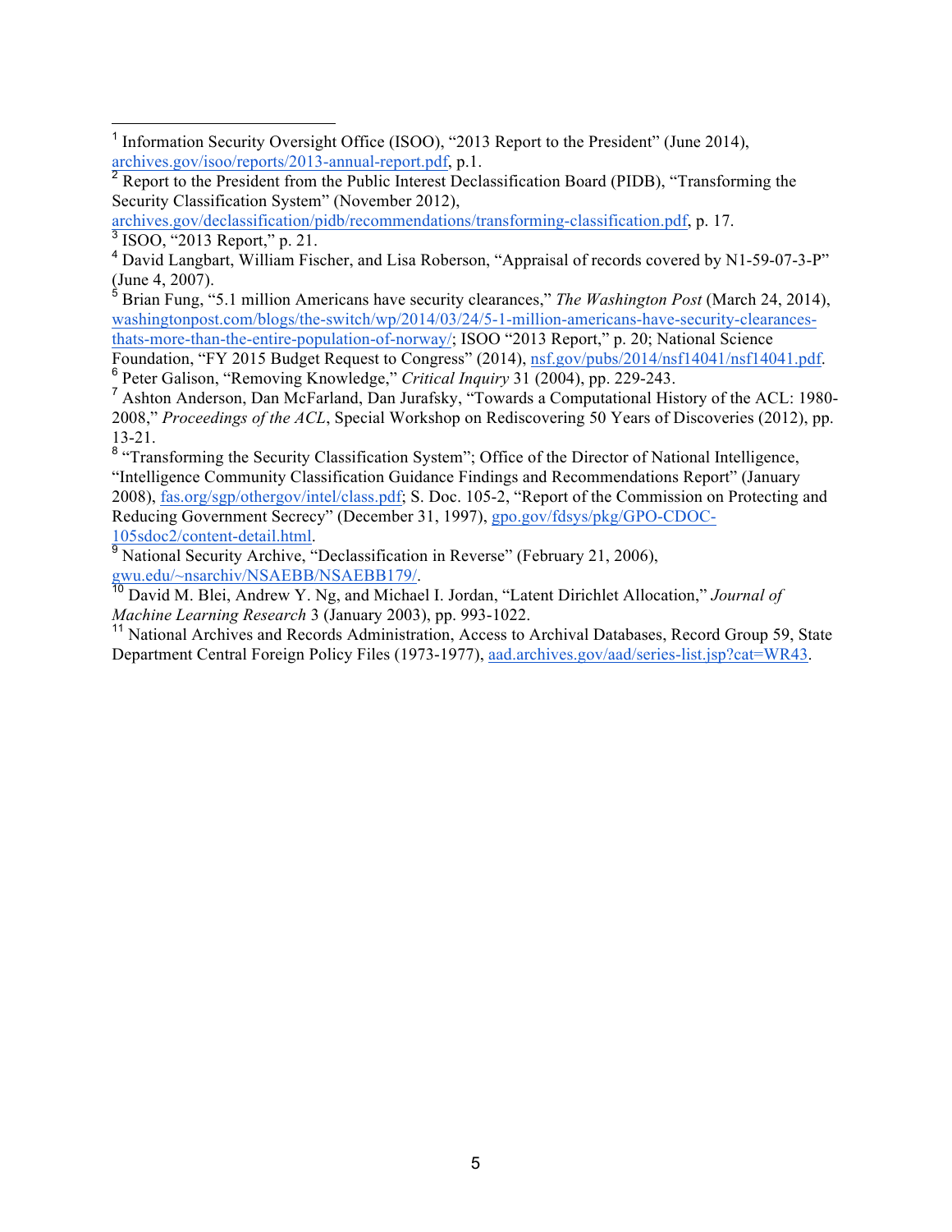[1] Information Security Oversight Office (ISOO), "2013 Report to the President" (June 2014), archives.gov/isoo/reports/2013-annual-report.pdf, p.1.

[2] Report to the President from the Public Interest Declassification Board (PIDB), "Transforming the Security Classification System" (November 2012), archives.gov/declassification/pidb/recommendations/transforming-classification.pdf, p. 17.

[3] ISOO, "2013 Report," p. 21.

[4] David Langbart, William Fischer, and Lisa Roberson, "Appraisal of records covered by N1-59-07-3-P" (June 4, 2007).

[5] Brian Fung, "5.1 million Americans have security clearances," *The Washington Post* (March 24, 2014), washingtonpost.com/blogs/the-switch/wp/2014/03/24/5-1-million-americans-have-security-clearances-thats-more-than-the-entire-population-of-norway/; ISOO "2013 Report," p. 20; National Science Foundation, "FY 2015 Budget Request to Congress" (2014), nsf.gov/pubs/2014/nsf14041/nsf14041.pdf.

[6] Peter Galison, "Removing Knowledge," *Critical Inquiry* 31 (2004), pp. 229-243.

[7] Ashton Anderson, Dan McFarland, Dan Jurafsky, "Towards a Computational History of the ACL: 1980-2008," *Proceedings of the ACL*, Special Workshop on Rediscovering 50 Years of Discoveries (2012), pp. 13-21.

[8] "Transforming the Security Classification System"; Office of the Director of National Intelligence, "Intelligence Community Classification Guidance Findings and Recommendations Report" (January 2008), fas.org/sgp/othergov/intel/class.pdf; S. Doc. 105-2, "Report of the Commission on Protecting and Reducing Government Secrecy" (December 31, 1997), gpo.gov/fdsys/pkg/GPO-CDOC-105sdoc2/content-detail.html.

[9] National Security Archive, "Declassification in Reverse" (February 21, 2006), gwu.edu/~nsarchiv/NSAEBB/NSAEBB179/.

[10] David M. Blei, Andrew Y. Ng, and Michael I. Jordan, "Latent Dirichlet Allocation," *Journal of Machine Learning Research* 3 (January 2003), pp. 993-1022.

[11] National Archives and Records Administration, Access to Archival Databases, Record Group 59, State Department Central Foreign Policy Files (1973-1977), aad.archives.gov/aad/series-list.jsp?cat=WR43.